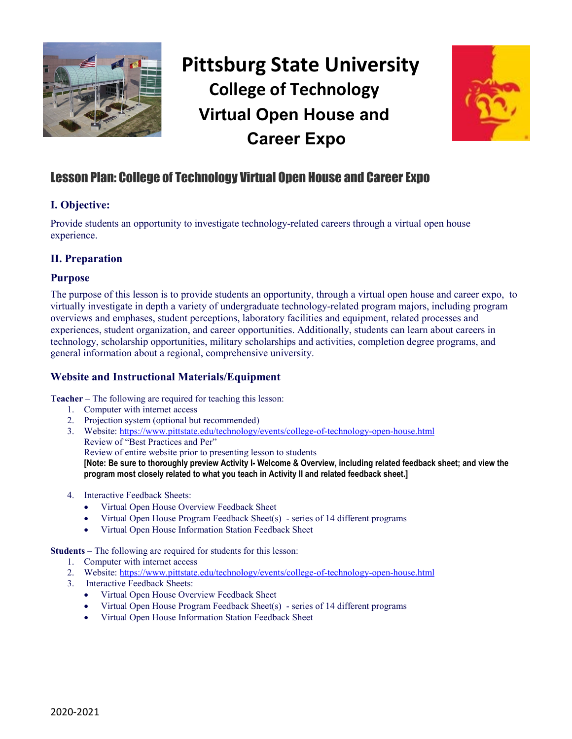# Pittsburg State University
## College of Technology
## Virtual Open House and Career Expo

## Lesson Plan: College of Technology Virtual Open House and Career Expo

### I. Objective:

Provide students an opportunity to investigate technology-related careers through a virtual open house experience.

### II. Preparation

#### Purpose

The purpose of this lesson is to provide students an opportunity, through a virtual open house and career expo, to virtually investigate in depth a variety of undergraduate technology-related program majors, including program overviews and emphases, student perceptions, laboratory facilities and equipment, related processes and experiences, student organization, and career opportunities. Additionally, students can learn about careers in technology, scholarship opportunities, military scholarships and activities, completion degree programs, and general information about a regional, comprehensive university.

#### Website and Instructional Materials/Equipment

**Teacher** – The following are required for teaching this lesson:

1. Computer with internet access
2. Projection system (optional but recommended)
3. Website: https://www.pittstate.edu/technology/events/college-of-technology-open-house.html
   Review of "Best Practices and Per"
   Review of entire website prior to presenting lesson to students
   **[Note: Be sure to thoroughly preview Activity I- Welcome & Overview, including related feedback sheet; and view the program most closely related to what you teach in Activity II and related feedback sheet.]**
4. Interactive Feedback Sheets:
   - Virtual Open House Overview Feedback Sheet
   - Virtual Open House Program Feedback Sheet(s) - series of 14 different programs
   - Virtual Open House Information Station Feedback Sheet

**Students** – The following are required for students for this lesson:

1. Computer with internet access
2. Website: https://www.pittstate.edu/technology/events/college-of-technology-open-house.html
3. Interactive Feedback Sheets:
   - Virtual Open House Overview Feedback Sheet
   - Virtual Open House Program Feedback Sheet(s) - series of 14 different programs
   - Virtual Open House Information Station Feedback Sheet

2020-2021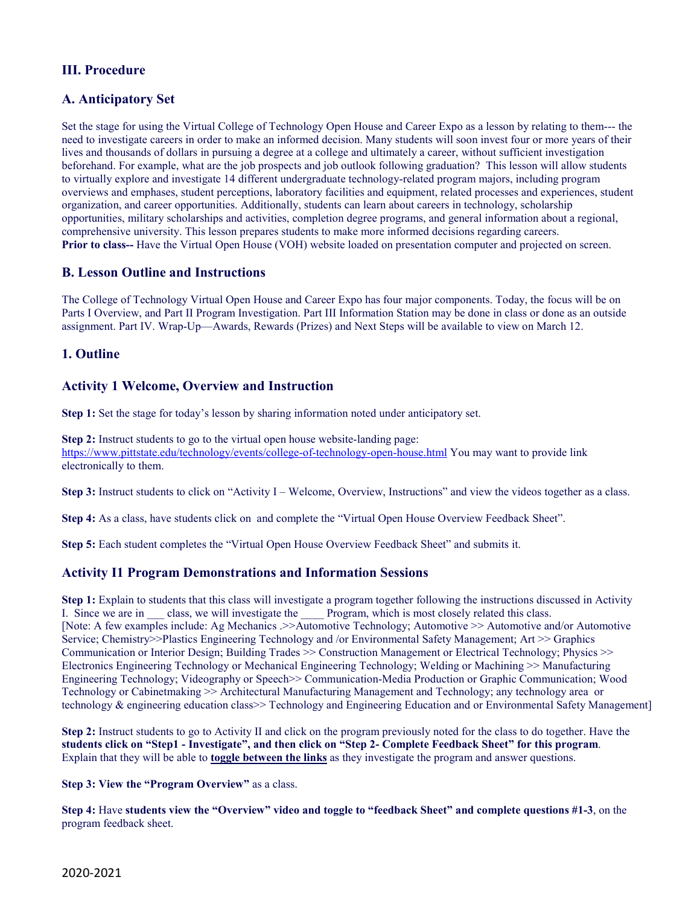## III. Procedure

## A. Anticipatory Set

Set the stage for using the Virtual College of Technology Open House and Career Expo as a lesson by relating to them--- the need to investigate careers in order to make an informed decision. Many students will soon invest four or more years of their lives and thousands of dollars in pursuing a degree at a college and ultimately a career, without sufficient investigation beforehand. For example, what are the job prospects and job outlook following graduation? This lesson will allow students to virtually explore and investigate 14 different undergraduate technology-related program majors, including program overviews and emphases, student perceptions, laboratory facilities and equipment, related processes and experiences, student organization, and career opportunities. Additionally, students can learn about careers in technology, scholarship opportunities, military scholarships and activities, completion degree programs, and general information about a regional, comprehensive university. This lesson prepares students to make more informed decisions regarding careers.
**Prior to class--** Have the Virtual Open House (VOH) website loaded on presentation computer and projected on screen.

## B. Lesson Outline and Instructions

The College of Technology Virtual Open House and Career Expo has four major components. Today, the focus will be on Parts I Overview, and Part II Program Investigation. Part III Information Station may be done in class or done as an outside assignment. Part IV. Wrap-Up—Awards, Rewards (Prizes) and Next Steps will be available to view on March 12.

## 1. Outline

### Activity 1 Welcome, Overview and Instruction

**Step 1:** Set the stage for today's lesson by sharing information noted under anticipatory set.

**Step 2:** Instruct students to go to the virtual open house website-landing page: https://www.pittstate.edu/technology/events/college-of-technology-open-house.html You may want to provide link electronically to them.

**Step 3:** Instruct students to click on "Activity I – Welcome, Overview, Instructions" and view the videos together as a class.

**Step 4:** As a class, have students click on and complete the "Virtual Open House Overview Feedback Sheet".

**Step 5:** Each student completes the "Virtual Open House Overview Feedback Sheet" and submits it.

### Activity I1 Program Demonstrations and Information Sessions

**Step 1:** Explain to students that this class will investigate a program together following the instructions discussed in Activity I. Since we are in ___ class, we will investigate the ____ Program, which is most closely related this class.
[Note: A few examples include: Ag Mechanics .>>Automotive Technology; Automotive >> Automotive and/or Automotive Service; Chemistry>>Plastics Engineering Technology and /or Environmental Safety Management; Art >> Graphics Communication or Interior Design; Building Trades >> Construction Management or Electrical Technology; Physics >> Electronics Engineering Technology or Mechanical Engineering Technology; Welding or Machining >> Manufacturing Engineering Technology; Videography or Speech>> Communication-Media Production or Graphic Communication; Wood Technology or Cabinetmaking >> Architectural Manufacturing Management and Technology; any technology area or technology & engineering education class>> Technology and Engineering Education and or Environmental Safety Management]

**Step 2:** Instruct students to go to Activity II and click on the program previously noted for the class to do together. Have the **students click on "Step1 - Investigate", and then click on "Step 2- Complete Feedback Sheet" for this program**. Explain that they will be able to **toggle between the links** as they investigate the program and answer questions.

**Step 3: View the "Program Overview"** as a class.

**Step 4:** Have **students view the "Overview" video and toggle to "feedback Sheet" and complete questions #1-3**, on the program feedback sheet.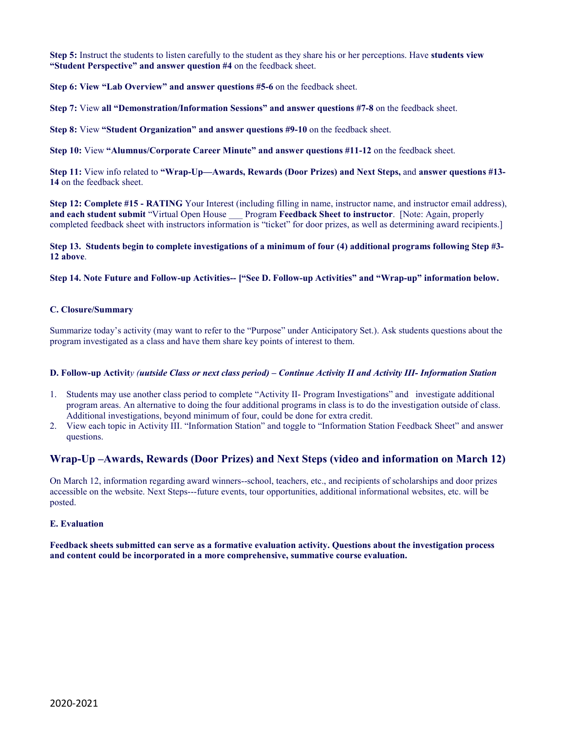**Step 5:** Instruct the students to listen carefully to the student as they share his or her perceptions. Have **students view "Student Perspective" and answer question #4** on the feedback sheet.

**Step 6: View "Lab Overview" and answer questions #5-6** on the feedback sheet.

**Step 7:** View **all "Demonstration/Information Sessions" and answer questions #7-8** on the feedback sheet.

**Step 8:** View **"Student Organization" and answer questions #9-10** on the feedback sheet.

**Step 10:** View **"Alumnus/Corporate Career Minute" and answer questions #11-12** on the feedback sheet.

**Step 11:** View info related to **"Wrap-Up—Awards, Rewards (Door Prizes) and Next Steps,** and **answer questions #13-14** on the feedback sheet.

**Step 12: Complete #15 - RATING** Your Interest (including filling in name, instructor name, and instructor email address), **and each student submit** "Virtual Open House ___ Program **Feedback Sheet to instructor**. [Note: Again, properly completed feedback sheet with instructors information is "ticket" for door prizes, as well as determining award recipients.]

**Step 13. Students begin to complete investigations of a minimum of four (4) additional programs following Step #3-12 above**.

**Step 14. Note Future and Follow-up Activities-- ["See D. Follow-up Activities" and "Wrap-up" information below.**

**C. Closure/Summary**

Summarize today's activity (may want to refer to the "Purpose" under Anticipatory Set.). Ask students questions about the program investigated as a class and have them share key points of interest to them.

**D. Follow-up Activit*y (uutside Class or next class period) – Continue Activity II and Activity III- Information Station***

1. Students may use another class period to complete "Activity II- Program Investigations" and investigate additional program areas. An alternative to doing the four additional programs in class is to do the investigation outside of class. Additional investigations, beyond minimum of four, could be done for extra credit.
2. View each topic in Activity III. "Information Station" and toggle to "Information Station Feedback Sheet" and answer questions.

## Wrap-Up –Awards, Rewards (Door Prizes) and Next Steps (video and information on March 12)

On March 12, information regarding award winners--school, teachers, etc., and recipients of scholarships and door prizes accessible on the website. Next Steps---future events, tour opportunities, additional informational websites, etc. will be posted.

**E. Evaluation**

**Feedback sheets submitted can serve as a formative evaluation activity. Questions about the investigation process and content could be incorporated in a more comprehensive, summative course evaluation.**